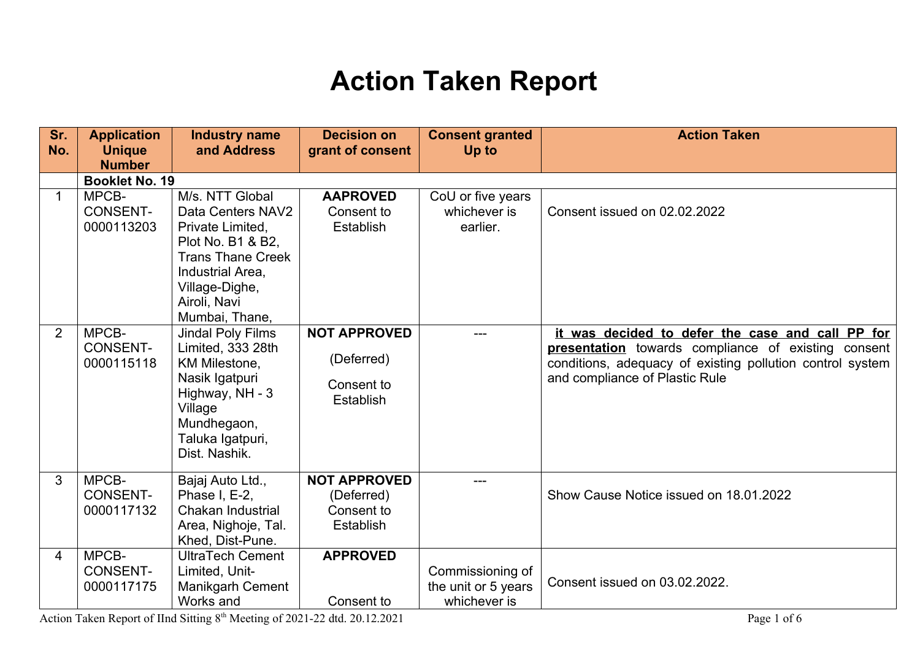# Action Taken Report

| Sr. No. | Application Unique Number | Industry name and Address | Decision on grant of consent | Consent granted Up to | Action Taken |
|---|---|---|---|---|---|
| | **Booklet No. 19** | | | | |
| 1 | MPCB-CONSENT-0000113203 | M/s. NTT Global Data Centers NAV2 Private Limited, Plot No. B1 & B2, Trans Thane Creek Industrial Area, Village-Dighe, Airoli, Navi Mumbai, Thane, | **AAPROVED** Consent to Establish | CoU or five years whichever is earlier. | Consent issued on 02.02.2022 |
| 2 | MPCB-CONSENT-0000115118 | Jindal Poly Films Limited, 333 28th KM Milestone, Nasik Igatpuri Highway, NH - 3 Village Mundhegaon, Taluka Igatpuri, Dist. Nashik. | **NOT APPROVED** (Deferred) Consent to Establish | --- | **it was decided to defer the case and call PP for presentation** towards compliance of existing consent conditions, adequacy of existing pollution control system and compliance of Plastic Rule |
| 3 | MPCB-CONSENT-0000117132 | Bajaj Auto Ltd., Phase I, E-2, Chakan Industrial Area, Nighoje, Tal. Khed, Dist-Pune. | **NOT APPROVED** (Deferred) Consent to Establish | --- | Show Cause Notice issued on 18.01.2022 |
| 4 | MPCB-CONSENT-0000117175 | UltraTech Cement Limited, Unit-Manikgarh Cement Works and | **APPROVED** Consent to | Commissioning of the unit or 5 years whichever is | Consent issued on 03.02.2022. |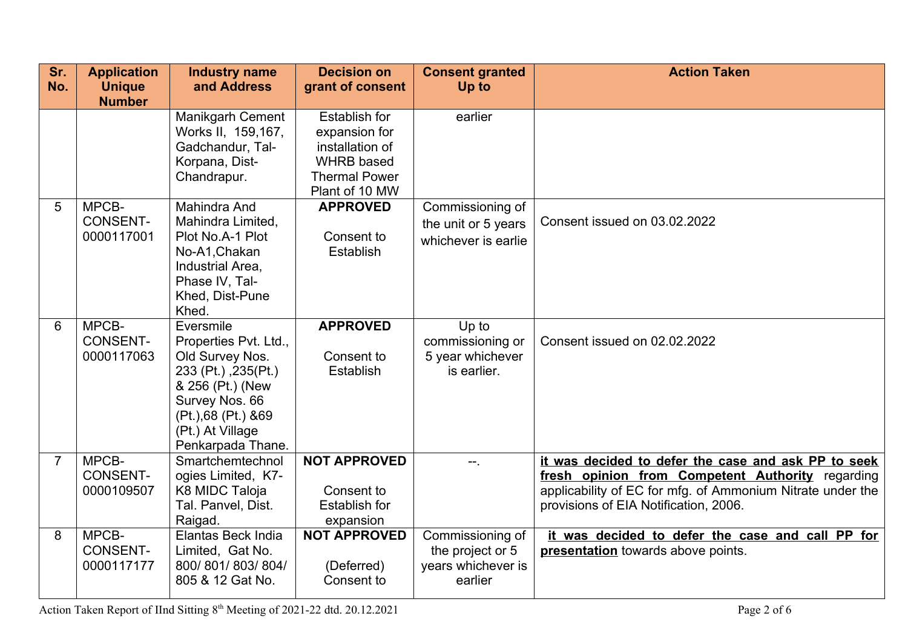| Sr. No. | Application Unique Number | Industry name and Address | Decision on grant of consent | Consent granted Up to | Action Taken |
|---|---|---|---|---|---|
| | | Manikgarh Cement Works II, 159,167, Gadchandur, Tal-Korpana, Dist-Chandrapur. | Establish for expansion for installation of WHRB based Thermal Power Plant of 10 MW | earlier | |
| 5 | MPCB-CONSENT-0000117001 | Mahindra And Mahindra Limited, Plot No.A-1 Plot No-A1,Chakan Industrial Area, Phase IV, Tal-Khed, Dist-Pune Khed. | **APPROVED** Consent to Establish | Commissioning of the unit or 5 years whichever is earlie | Consent issued on 03.02.2022 |
| 6 | MPCB-CONSENT-0000117063 | Eversmile Properties Pvt. Ltd., Old Survey Nos. 233 (Pt.) ,235(Pt.) & 256 (Pt.) (New Survey Nos. 66 (Pt.),68 (Pt.) &69 (Pt.) At Village Penkarpada Thane. | **APPROVED** Consent to Establish | Up to commissioning or 5 year whichever is earlier. | Consent issued on 02.02.2022 |
| 7 | MPCB-CONSENT-0000109507 | Smartchemtechnologies Limited, K7-K8 MIDC Taloja Tal. Panvel, Dist. Raigad. | **NOT APPROVED** Consent to Establish for expansion | --. | **it was decided to defer the case and ask PP to seek fresh opinion from Competent Authority** regarding applicability of EC for mfg. of Ammonium Nitrate under the provisions of EIA Notification, 2006. |
| 8 | MPCB-CONSENT-0000117177 | Elantas Beck India Limited, Gat No. 800/ 801/ 803/ 804/ 805 & 12 Gat No. | **NOT APPROVED** (Deferred) Consent to | Commissioning of the project or 5 years whichever is earlier | **it was decided to defer the case and call PP for presentation** towards above points. |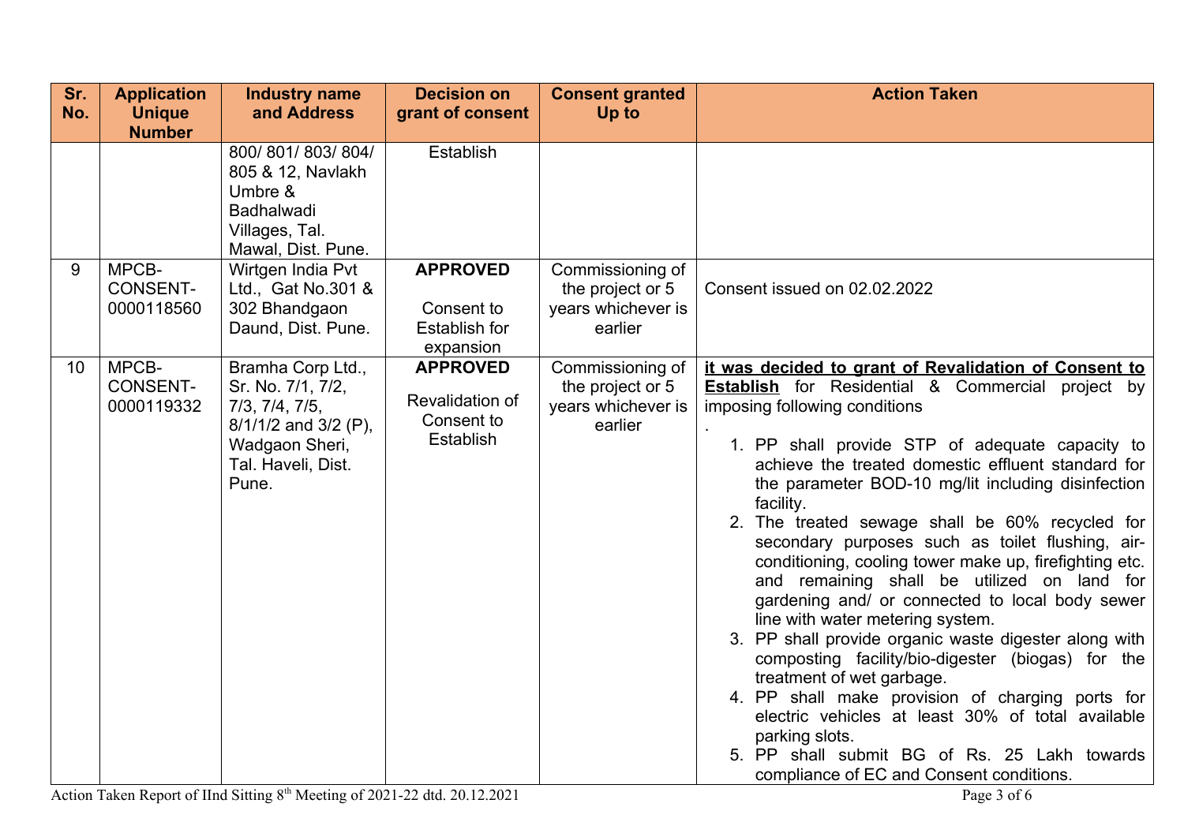| Sr. No. | Application Unique Number | Industry name and Address | Decision on grant of consent | Consent granted Up to | Action Taken |
|---|---|---|---|---|---|
| | | 800/ 801/ 803/ 804/ 805 & 12, Navlakh Umbre & Badhalwadi Villages, Tal. Mawal, Dist. Pune. | Establish | | |
| 9 | MPCB-CONSENT-0000118560 | Wirtgen India Pvt Ltd., Gat No.301 & 302 Bhandgaon Daund, Dist. Pune. | **APPROVED** Consent to Establish for expansion | Commissioning of the project or 5 years whichever is earlier | Consent issued on 02.02.2022 |
| 10 | MPCB-CONSENT-0000119332 | Bramha Corp Ltd., Sr. No. 7/1, 7/2, 7/3, 7/4, 7/5, 8/1/1/2 and 3/2 (P), Wadgaon Sheri, Tal. Haveli, Dist. Pune. | **APPROVED** Revalidation of Consent to Establish | Commissioning of the project or 5 years whichever is earlier | **it was decided to grant of Revalidation of Consent to Establish** for Residential & Commercial project by imposing following conditions . 1. PP shall provide STP of adequate capacity to achieve the treated domestic effluent standard for the parameter BOD-10 mg/lit including disinfection facility. 2. The treated sewage shall be 60% recycled for secondary purposes such as toilet flushing, air-conditioning, cooling tower make up, firefighting etc. and remaining shall be utilized on land for gardening and/ or connected to local body sewer line with water metering system. 3. PP shall provide organic waste digester along with composting facility/bio-digester (biogas) for the treatment of wet garbage. 4. PP shall make provision of charging ports for electric vehicles at least 30% of total available parking slots. 5. PP shall submit BG of Rs. 25 Lakh towards compliance of EC and Consent conditions. |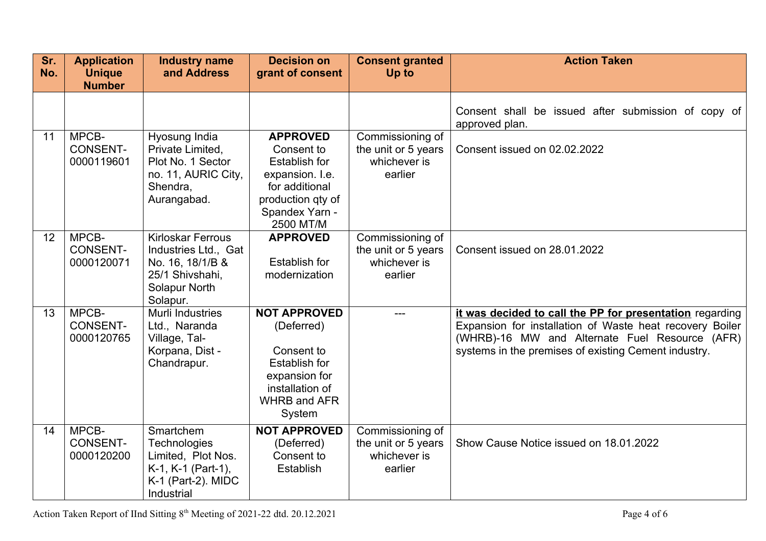| Sr. No. | Application Unique Number | Industry name and Address | Decision on grant of consent | Consent granted Up to | Action Taken |
|---|---|---|---|---|---|
| | | | | | Consent shall be issued after submission of copy of approved plan. |
| 11 | MPCB-CONSENT-0000119601 | Hyosung India Private Limited, Plot No. 1 Sector no. 11, AURIC City, Shendra, Aurangabad. | **APPROVED** Consent to Establish for expansion. I.e. for additional production qty of Spandex Yarn - 2500 MT/M | Commissioning of the unit or 5 years whichever is earlier | Consent issued on 02.02.2022 |
| 12 | MPCB-CONSENT-0000120071 | Kirloskar Ferrous Industries Ltd., Gat No. 16, 18/1/B & 25/1 Shivshahi, Solapur North Solapur. | **APPROVED** Establish for modernization | Commissioning of the unit or 5 years whichever is earlier | Consent issued on 28.01.2022 |
| 13 | MPCB-CONSENT-0000120765 | Murli Industries Ltd., Naranda Village, Tal-Korpana, Dist - Chandrapur. | **NOT APPROVED** (Deferred) Consent to Establish for expansion for installation of WHRB and AFR System | --- | **it was decided to call the PP for presentation** regarding Expansion for installation of Waste heat recovery Boiler (WHRB)-16 MW and Alternate Fuel Resource (AFR) systems in the premises of existing Cement industry. |
| 14 | MPCB-CONSENT-0000120200 | Smartchem Technologies Limited, Plot Nos. K-1, K-1 (Part-1), K-1 (Part-2). MIDC Industrial | **NOT APPROVED** (Deferred) Consent to Establish | Commissioning of the unit or 5 years whichever is earlier | Show Cause Notice issued on 18.01.2022 |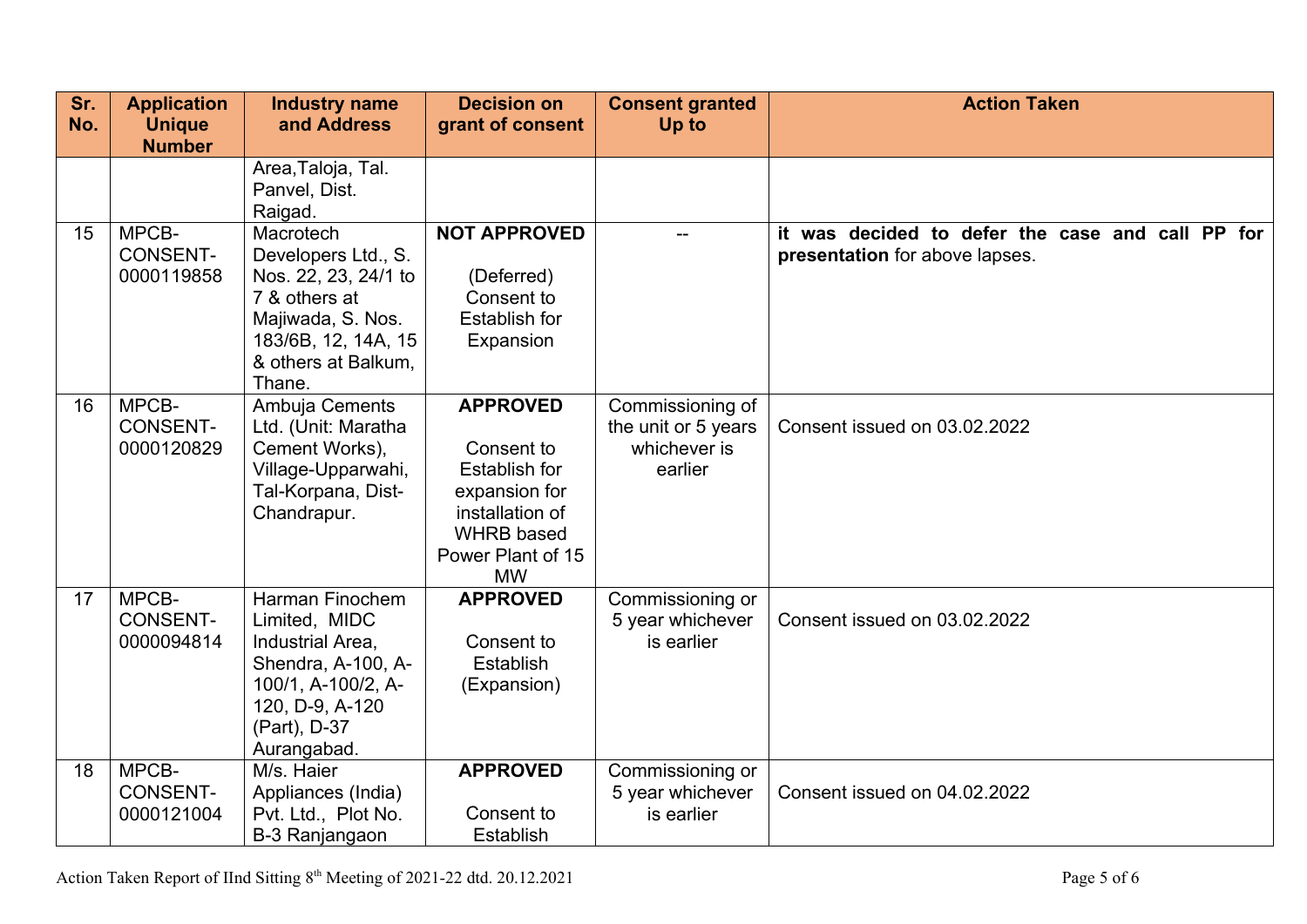| Sr. No. | Application Unique Number | Industry name and Address | Decision on grant of consent | Consent granted Up to | Action Taken |
|---|---|---|---|---|---|
| | | Area,Taloja, Tal. Panvel, Dist. Raigad. | | | |
| 15 | MPCB-CONSENT-0000119858 | Macrotech Developers Ltd., S. Nos. 22, 23, 24/1 to 7 & others at Majiwada, S. Nos. 183/6B, 12, 14A, 15 & others at Balkum, Thane. | **NOT APPROVED** (Deferred) Consent to Establish for Expansion | -- | **it was decided to defer the case and call PP for presentation** for above lapses. |
| 16 | MPCB-CONSENT-0000120829 | Ambuja Cements Ltd. (Unit: Maratha Cement Works), Village-Upparwahi, Tal-Korpana, Dist-Chandrapur. | **APPROVED** Consent to Establish for expansion for installation of WHRB based Power Plant of 15 MW | Commissioning of the unit or 5 years whichever is earlier | Consent issued on 03.02.2022 |
| 17 | MPCB-CONSENT-0000094814 | Harman Finochem Limited, MIDC Industrial Area, Shendra, A-100, A-100/1, A-100/2, A-120, D-9, A-120 (Part), D-37 Aurangabad. | **APPROVED** Consent to Establish (Expansion) | Commissioning or 5 year whichever is earlier | Consent issued on 03.02.2022 |
| 18 | MPCB-CONSENT-0000121004 | M/s. Haier Appliances (India) Pvt. Ltd., Plot No. B-3 Ranjangaon | **APPROVED** Consent to Establish | Commissioning or 5 year whichever is earlier | Consent issued on 04.02.2022 |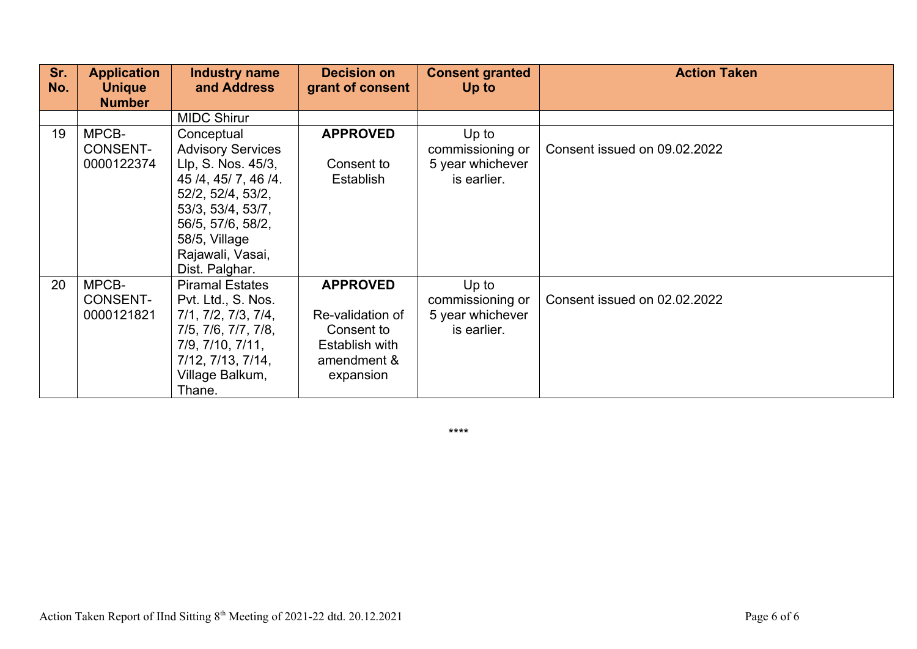| Sr. No. | Application Unique Number | Industry name and Address | Decision on grant of consent | Consent granted Up to | Action Taken |
|---|---|---|---|---|---|
| | | MIDC Shirur | | | |
| 19 | MPCB-CONSENT-0000122374 | Conceptual Advisory Services Llp, S. Nos. 45/3, 45 /4, 45/ 7, 46 /4. 52/2, 52/4, 53/2, 53/3, 53/4, 53/7, 56/5, 57/6, 58/2, 58/5, Village Rajawali, Vasai, Dist. Palghar. | **APPROVED** Consent to Establish | Up to commissioning or 5 year whichever is earlier. | Consent issued on 09.02.2022 |
| 20 | MPCB-CONSENT-0000121821 | Piramal Estates Pvt. Ltd., S. Nos. 7/1, 7/2, 7/3, 7/4, 7/5, 7/6, 7/7, 7/8, 7/9, 7/10, 7/11, 7/12, 7/13, 7/14, Village Balkum, Thane. | **APPROVED** Re-validation of Consent to Establish with amendment & expansion | Up to commissioning or 5 year whichever is earlier. | Consent issued on 02.02.2022 |

****